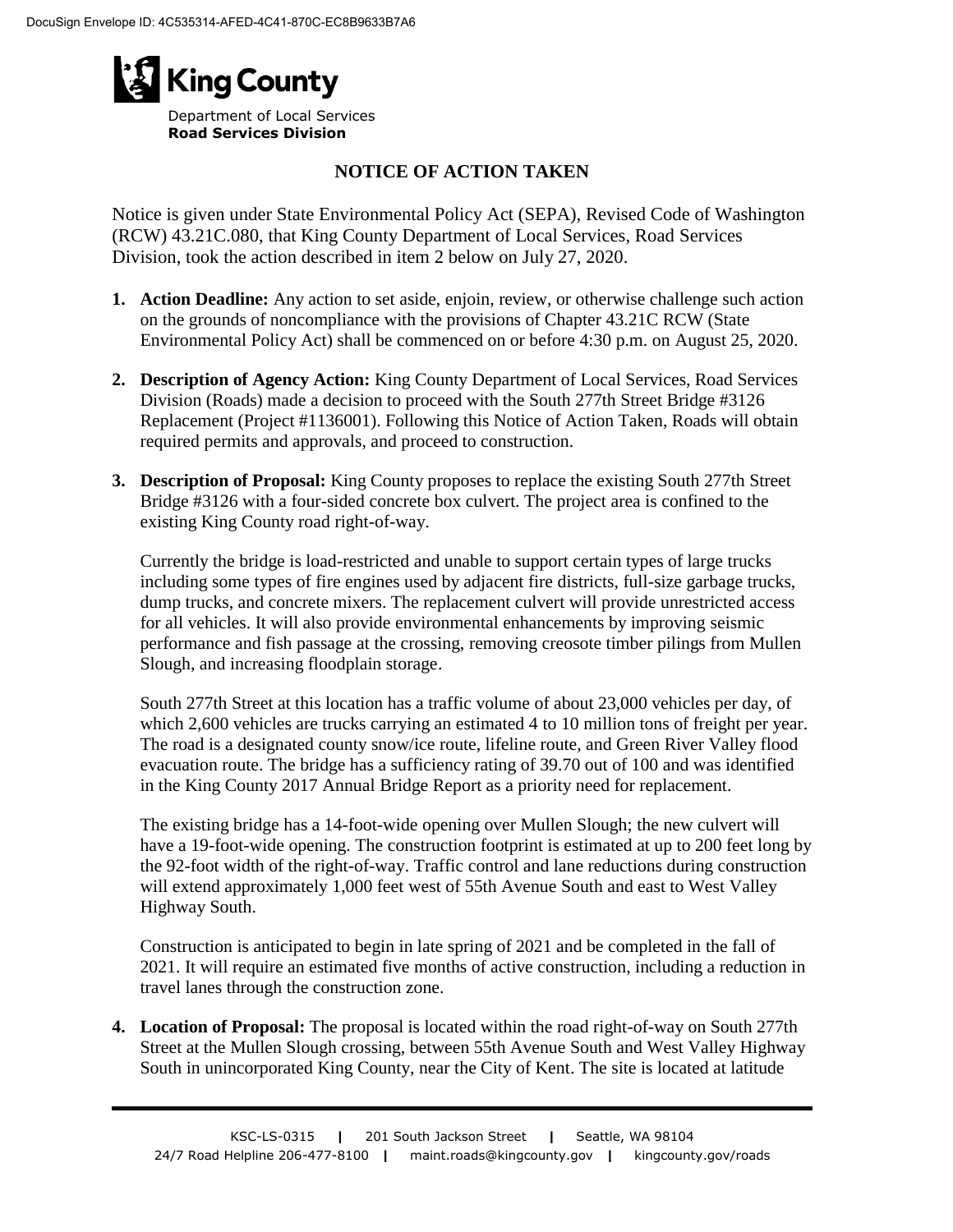DocuSign Envelope ID: 4C535314-AFED-4C41-870C-EC8B9633B7A6

King County

Department of Local Services
**Road Services Division**

# NOTICE OF ACTION TAKEN

Notice is given under State Environmental Policy Act (SEPA), Revised Code of Washington (RCW) 43.21C.080, that King County Department of Local Services, Road Services Division, took the action described in item 2 below on July 27, 2020.

1. **Action Deadline:** Any action to set aside, enjoin, review, or otherwise challenge such action on the grounds of noncompliance with the provisions of Chapter 43.21C RCW (State Environmental Policy Act) shall be commenced on or before 4:30 p.m. on August 25, 2020.

2. **Description of Agency Action:** King County Department of Local Services, Road Services Division (Roads) made a decision to proceed with the South 277th Street Bridge #3126 Replacement (Project #1136001). Following this Notice of Action Taken, Roads will obtain required permits and approvals, and proceed to construction.

3. **Description of Proposal:** King County proposes to replace the existing South 277th Street Bridge #3126 with a four-sided concrete box culvert. The project area is confined to the existing King County road right-of-way.

   Currently the bridge is load-restricted and unable to support certain types of large trucks including some types of fire engines used by adjacent fire districts, full-size garbage trucks, dump trucks, and concrete mixers. The replacement culvert will provide unrestricted access for all vehicles. It will also provide environmental enhancements by improving seismic performance and fish passage at the crossing, removing creosote timber pilings from Mullen Slough, and increasing floodplain storage.

   South 277th Street at this location has a traffic volume of about 23,000 vehicles per day, of which 2,600 vehicles are trucks carrying an estimated 4 to 10 million tons of freight per year. The road is a designated county snow/ice route, lifeline route, and Green River Valley flood evacuation route. The bridge has a sufficiency rating of 39.70 out of 100 and was identified in the King County 2017 Annual Bridge Report as a priority need for replacement.

   The existing bridge has a 14-foot-wide opening over Mullen Slough; the new culvert will have a 19-foot-wide opening. The construction footprint is estimated at up to 200 feet long by the 92-foot width of the right-of-way. Traffic control and lane reductions during construction will extend approximately 1,000 feet west of 55th Avenue South and east to West Valley Highway South.

   Construction is anticipated to begin in late spring of 2021 and be completed in the fall of 2021. It will require an estimated five months of active construction, including a reduction in travel lanes through the construction zone.

4. **Location of Proposal:** The proposal is located within the road right-of-way on South 277th Street at the Mullen Slough crossing, between 55th Avenue South and West Valley Highway South in unincorporated King County, near the City of Kent. The site is located at latitude

KSC-LS-0315 | 201 South Jackson Street | Seattle, WA 98104
24/7 Road Helpline 206-477-8100 | maint.roads@kingcounty.gov | kingcounty.gov/roads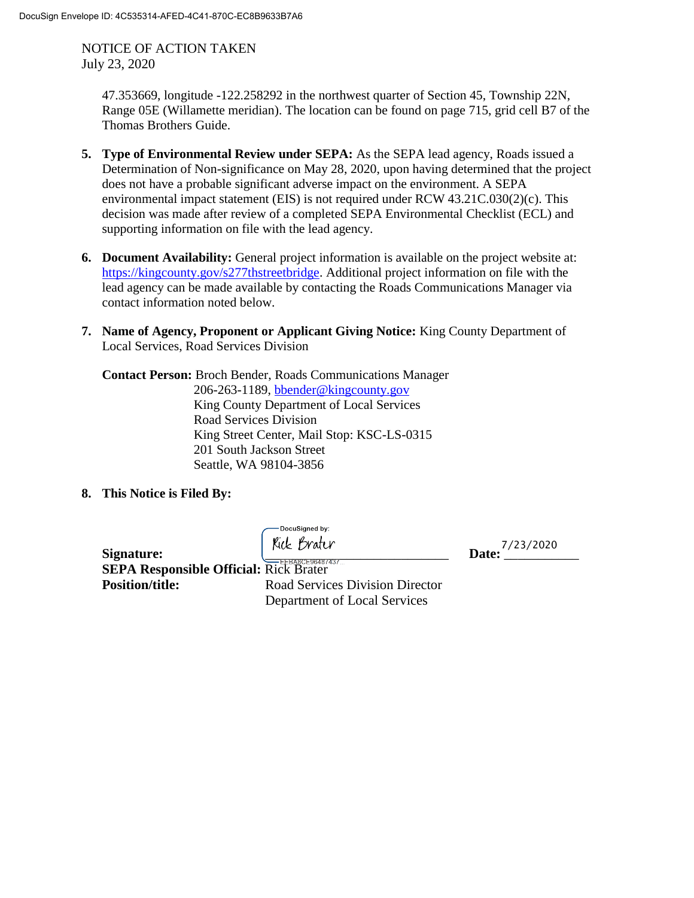47.353669, longitude -122.258292 in the northwest quarter of Section 45, Township 22N, Range 05E (Willamette meridian). The location can be found on page 715, grid cell B7 of the Thomas Brothers Guide.

5. **Type of Environmental Review under SEPA:** As the SEPA lead agency, Roads issued a Determination of Non-significance on May 28, 2020, upon having determined that the project does not have a probable significant adverse impact on the environment. A SEPA environmental impact statement (EIS) is not required under RCW 43.21C.030(2)(c). This decision was made after review of a completed SEPA Environmental Checklist (ECL) and supporting information on file with the lead agency.

6. **Document Availability:** General project information is available on the project website at: https://kingcounty.gov/s277thstreetbridge. Additional project information on file with the lead agency can be made available by contacting the Roads Communications Manager via contact information noted below.

7. **Name of Agency, Proponent or Applicant Giving Notice:** King County Department of Local Services, Road Services Division

   **Contact Person:** Broch Bender, Roads Communications Manager
   206-263-1189, bbender@kingcounty.gov
   King County Department of Local Services
   Road Services Division
   King Street Center, Mail Stop: KSC-LS-0315
   201 South Jackson Street
   Seattle, WA 98104-3856

8. **This Notice is Filed By:**

**Signature:** DocuSigned by: Rick Brater EEBA8CE96487437... **Date:** 7/23/2020

**SEPA Responsible Official:** Rick Brater

**Position/title:** Road Services Division Director
Department of Local Services